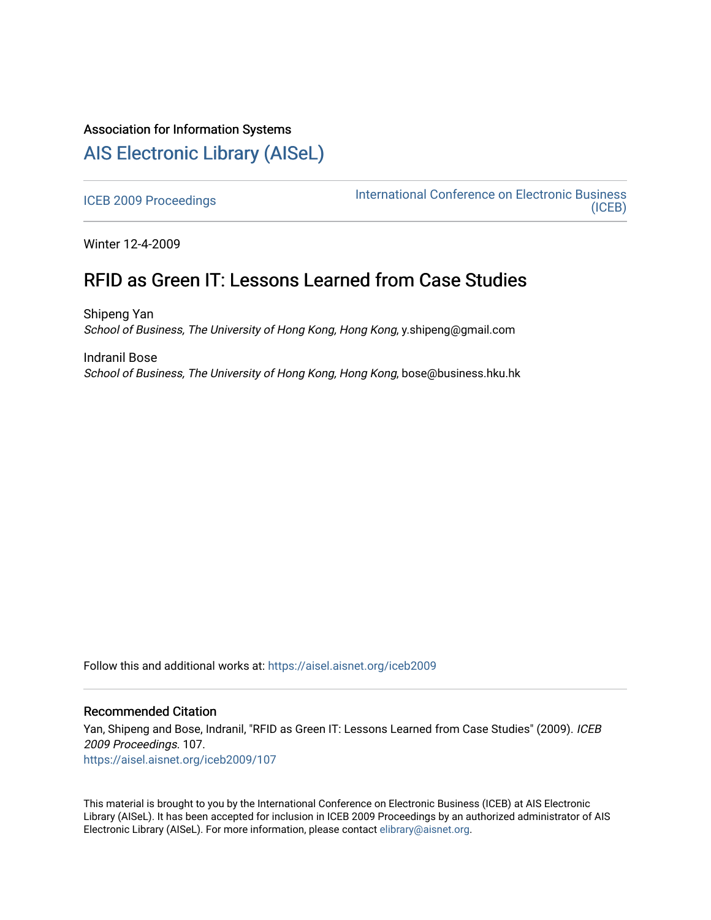Association for Information Systems

# AIS Electronic Library (AISeL)

ICEB 2009 Proceedings

International Conference on Electronic Business (ICEB)

Winter 12-4-2009

## RFID as Green IT: Lessons Learned from Case Studies

Shipeng Yan
*School of Business, The University of Hong Kong, Hong Kong*, y.shipeng@gmail.com

Indranil Bose
*School of Business, The University of Hong Kong, Hong Kong*, bose@business.hku.hk

Follow this and additional works at: https://aisel.aisnet.org/iceb2009

### Recommended Citation

Yan, Shipeng and Bose, Indranil, "RFID as Green IT: Lessons Learned from Case Studies" (2009). *ICEB 2009 Proceedings*. 107.
https://aisel.aisnet.org/iceb2009/107

This material is brought to you by the International Conference on Electronic Business (ICEB) at AIS Electronic Library (AISeL). It has been accepted for inclusion in ICEB 2009 Proceedings by an authorized administrator of AIS Electronic Library (AISeL). For more information, please contact elibrary@aisnet.org.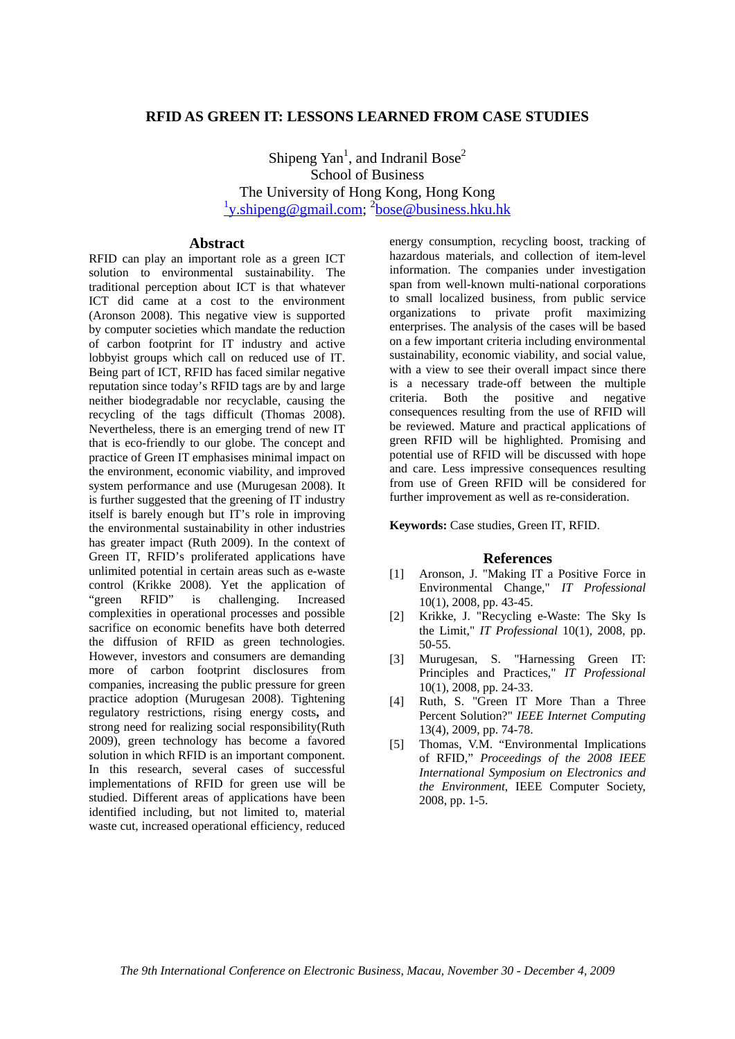# RFID AS GREEN IT: LESSONS LEARNED FROM CASE STUDIES

Shipeng Yan[1], and Indranil Bose[2]
School of Business
The University of Hong Kong, Hong Kong
[1]y.shipeng@gmail.com; [2]bose@business.hku.hk

## Abstract

RFID can play an important role as a green ICT solution to environmental sustainability. The traditional perception about ICT is that whatever ICT did came at a cost to the environment (Aronson 2008). This negative view is supported by computer societies which mandate the reduction of carbon footprint for IT industry and active lobbyist groups which call on reduced use of IT. Being part of ICT, RFID has faced similar negative reputation since today's RFID tags are by and large neither biodegradable nor recyclable, causing the recycling of the tags difficult (Thomas 2008). Nevertheless, there is an emerging trend of new IT that is eco-friendly to our globe. The concept and practice of Green IT emphasises minimal impact on the environment, economic viability, and improved system performance and use (Murugesan 2008). It is further suggested that the greening of IT industry itself is barely enough but IT's role in improving the environmental sustainability in other industries has greater impact (Ruth 2009). In the context of Green IT, RFID's proliferated applications have unlimited potential in certain areas such as e-waste control (Krikke 2008). Yet the application of "green RFID" is challenging. Increased complexities in operational processes and possible sacrifice on economic benefits have both deterred the diffusion of RFID as green technologies. However, investors and consumers are demanding more of carbon footprint disclosures from companies, increasing the public pressure for green practice adoption (Murugesan 2008). Tightening regulatory restrictions, rising energy costs**,** and strong need for realizing social responsibility(Ruth 2009), green technology has become a favored solution in which RFID is an important component. In this research, several cases of successful implementations of RFID for green use will be studied. Different areas of applications have been identified including, but not limited to, material waste cut, increased operational efficiency, reduced energy consumption, recycling boost, tracking of hazardous materials, and collection of item-level information. The companies under investigation span from well-known multi-national corporations to small localized business, from public service organizations to private profit maximizing enterprises. The analysis of the cases will be based on a few important criteria including environmental sustainability, economic viability, and social value, with a view to see their overall impact since there is a necessary trade-off between the multiple criteria. Both the positive and negative consequences resulting from the use of RFID will be reviewed. Mature and practical applications of green RFID will be highlighted. Promising and potential use of RFID will be discussed with hope and care. Less impressive consequences resulting from use of Green RFID will be considered for further improvement as well as re-consideration.

**Keywords:** Case studies, Green IT, RFID.

## References

[1] Aronson, J. "Making IT a Positive Force in Environmental Change," *IT Professional* 10(1), 2008, pp. 43-45.

[2] Krikke, J. "Recycling e-Waste: The Sky Is the Limit," *IT Professional* 10(1), 2008, pp. 50-55.

[3] Murugesan, S. "Harnessing Green IT: Principles and Practices," *IT Professional* 10(1), 2008, pp. 24-33.

[4] Ruth, S. "Green IT More Than a Three Percent Solution?" *IEEE Internet Computing* 13(4), 2009, pp. 74-78.

[5] Thomas, V.M. "Environmental Implications of RFID," *Proceedings of the 2008 IEEE International Symposium on Electronics and the Environment*, IEEE Computer Society, 2008, pp. 1-5.